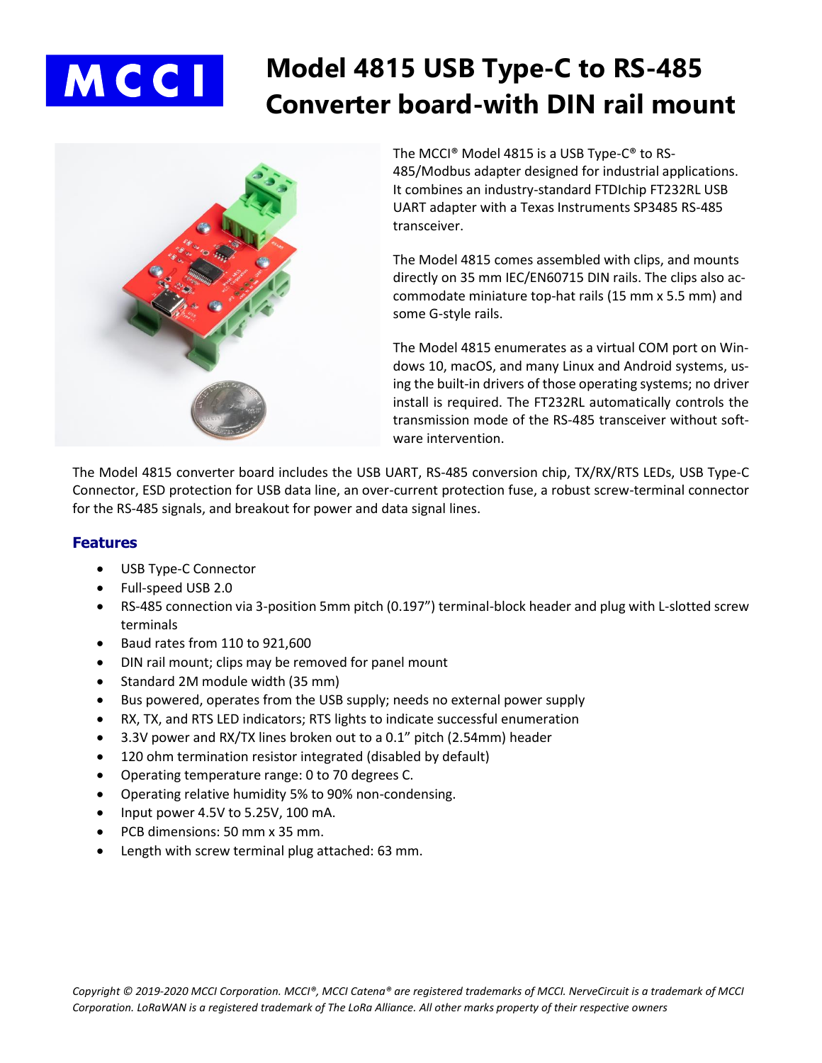# MCCI Model 4815 USB Type-C to RS-485 Converter board-with DIN rail mount

The MCCI® Model 4815 is a USB Type-C® to RS-485/Modbus adapter designed for industrial applications. It combines an industry-standard FTDIchip FT232RL USB UART adapter with a Texas Instruments SP3485 RS-485 transceiver.

The Model 4815 comes assembled with clips, and mounts directly on 35 mm IEC/EN60715 DIN rails. The clips also accommodate miniature top-hat rails (15 mm x 5.5 mm) and some G-style rails.

The Model 4815 enumerates as a virtual COM port on Windows 10, macOS, and many Linux and Android systems, using the built-in drivers of those operating systems; no driver install is required. The FT232RL automatically controls the transmission mode of the RS-485 transceiver without software intervention.

The Model 4815 converter board includes the USB UART, RS-485 conversion chip, TX/RX/RTS LEDs, USB Type-C Connector, ESD protection for USB data line, an over-current protection fuse, a robust screw-terminal connector for the RS-485 signals, and breakout for power and data signal lines.

## Features

- USB Type-C Connector
- Full-speed USB 2.0
- RS-485 connection via 3-position 5mm pitch (0.197") terminal-block header and plug with L-slotted screw terminals
- Baud rates from 110 to 921,600
- DIN rail mount; clips may be removed for panel mount
- Standard 2M module width (35 mm)
- Bus powered, operates from the USB supply; needs no external power supply
- RX, TX, and RTS LED indicators; RTS lights to indicate successful enumeration
- 3.3V power and RX/TX lines broken out to a 0.1" pitch (2.54mm) header
- 120 ohm termination resistor integrated (disabled by default)
- Operating temperature range: 0 to 70 degrees C.
- Operating relative humidity 5% to 90% non-condensing.
- Input power 4.5V to 5.25V, 100 mA.
- PCB dimensions: 50 mm x 35 mm.
- Length with screw terminal plug attached: 63 mm.

*Copyright © 2019-2020 MCCI Corporation. MCCI®, MCCI Catena® are registered trademarks of MCCI. NerveCircuit is a trademark of MCCI Corporation. LoRaWAN is a registered trademark of The LoRa Alliance. All other marks property of their respective owners*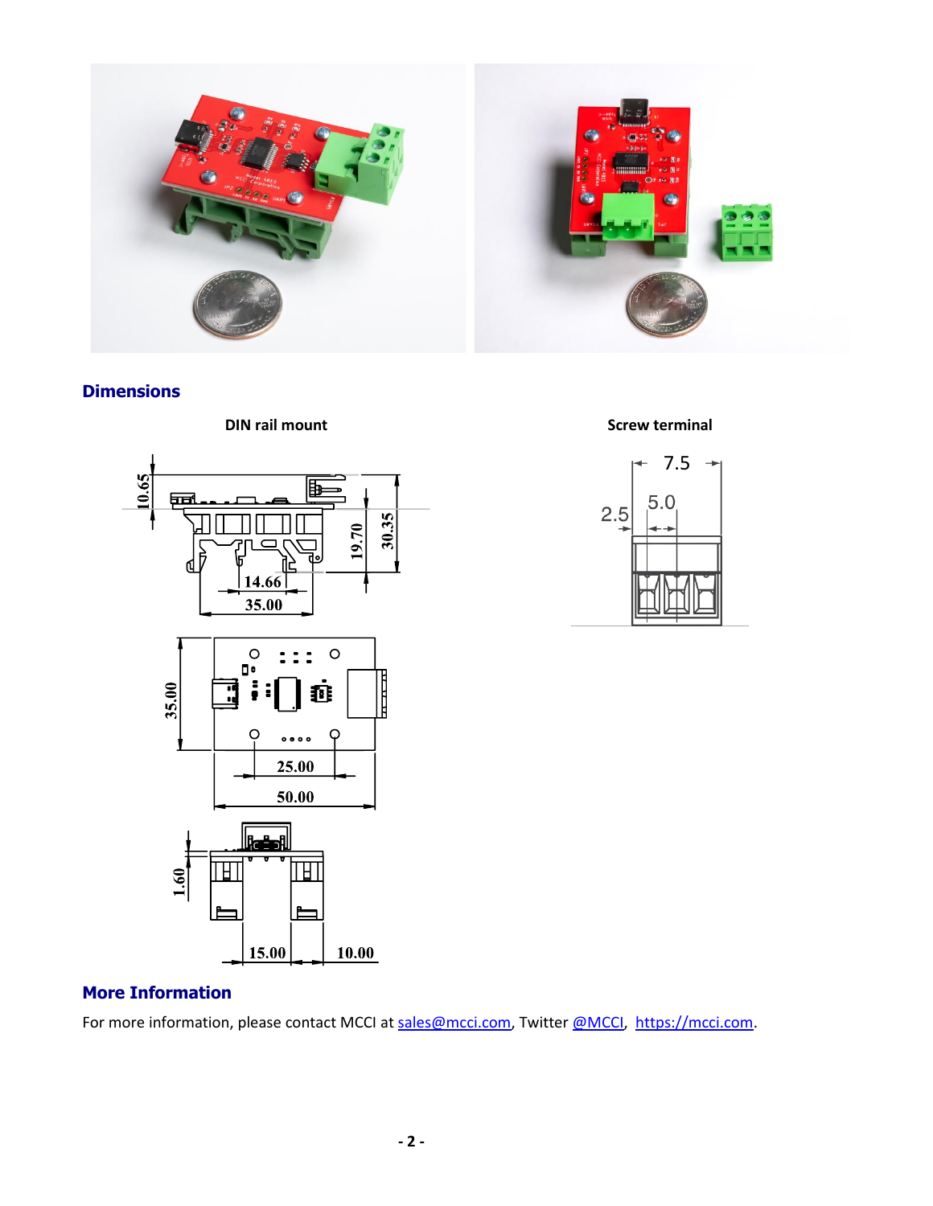## Dimensions

**DIN rail mount**

10.65
19.70
30.35
14.66
35.00

35.00
25.00
50.00

1.60
15.00
10.00

**Screw terminal**

7.5
2.5
5.0

## More Information

For more information, please contact MCCI at sales@mcci.com, Twitter @MCCI, https://mcci.com.